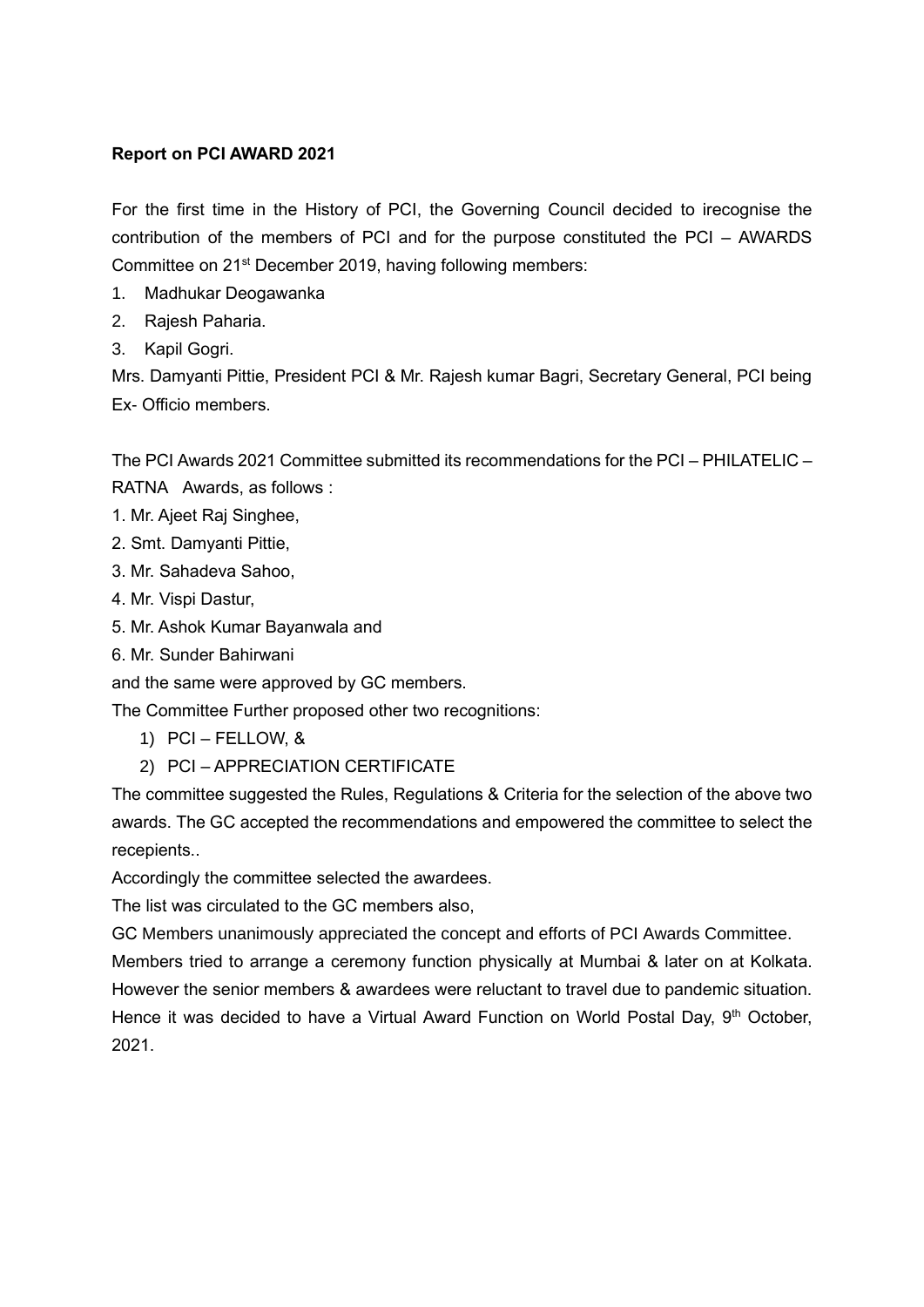**Report on PCI AWARD 2021**

For the first time in the History of PCI, the Governing Council decided to irecognise the contribution of the members of PCI and for the purpose constituted the PCI – AWARDS Committee on 21st December 2019, having following members:

1. Madhukar Deogawanka
2. Rajesh Paharia.
3. Kapil Gogri.

Mrs. Damyanti Pittie, President PCI & Mr. Rajesh kumar Bagri, Secretary General, PCI being Ex- Officio members.

The PCI Awards 2021 Committee submitted its recommendations for the PCI – PHILATELIC – RATNA Awards, as follows :

1. Mr. Ajeet Raj Singhee,
2. Smt. Damyanti Pittie,
3. Mr. Sahadeva Sahoo,
4. Mr. Vispi Dastur,
5. Mr. Ashok Kumar Bayanwala and
6. Mr. Sunder Bahirwani

and the same were approved by GC members.

The Committee Further proposed other two recognitions:

1) PCI – FELLOW, &
2) PCI – APPRECIATION CERTIFICATE

The committee suggested the Rules, Regulations & Criteria for the selection of the above two awards. The GC accepted the recommendations and empowered the committee to select the recepients..

Accordingly the committee selected the awardees.

The list was circulated to the GC members also,

GC Members unanimously appreciated the concept and efforts of PCI Awards Committee.

Members tried to arrange a ceremony function physically at Mumbai & later on at Kolkata. However the senior members & awardees were reluctant to travel due to pandemic situation. Hence it was decided to have a Virtual Award Function on World Postal Day, 9th October, 2021.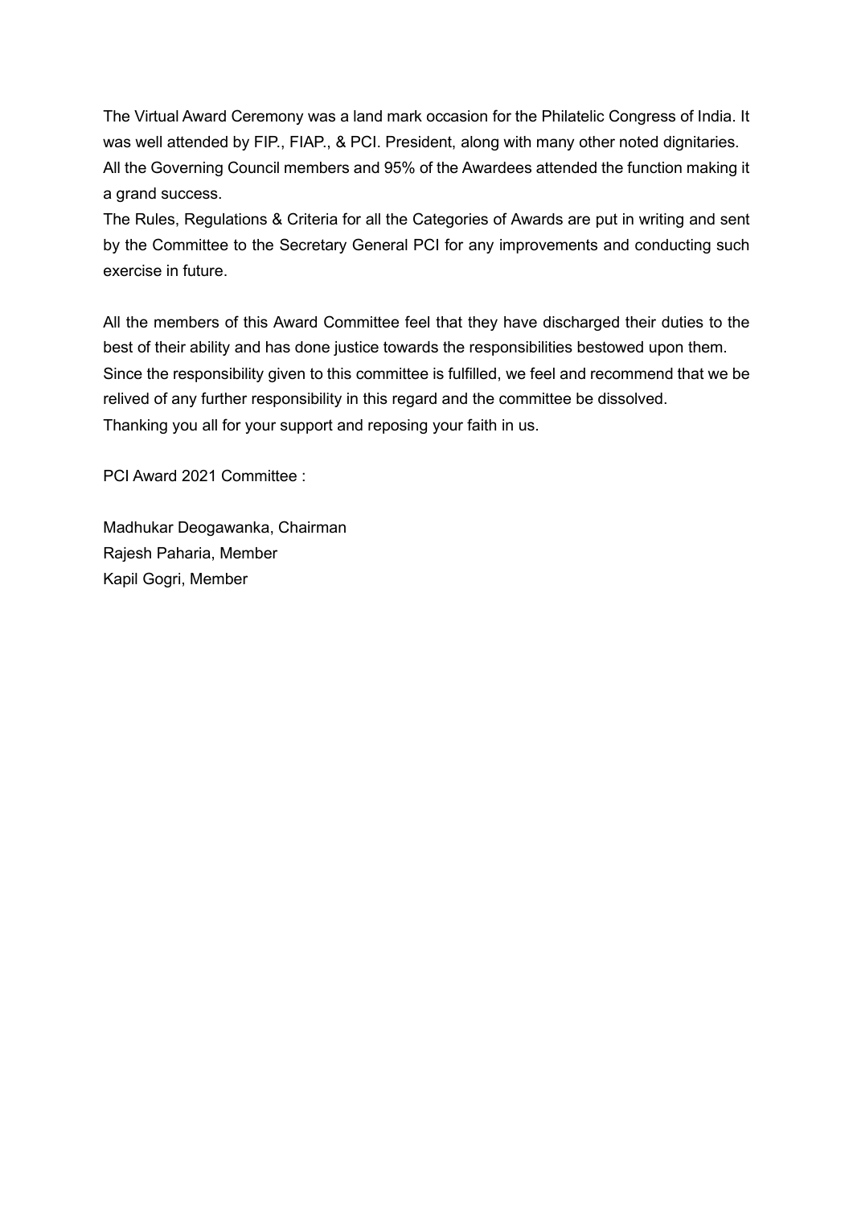The Virtual Award Ceremony was a land mark occasion for the Philatelic Congress of India. It was well attended by FIP., FIAP., & PCI. President, along with many other noted dignitaries. All the Governing Council members and 95% of the Awardees attended the function making it a grand success.

The Rules, Regulations & Criteria for all the Categories of Awards are put in writing and sent by the Committee to the Secretary General PCI for any improvements and conducting such exercise in future.

All the members of this Award Committee feel that they have discharged their duties to the best of their ability and has done justice towards the responsibilities bestowed upon them. Since the responsibility given to this committee is fulfilled, we feel and recommend that we be relived of any further responsibility in this regard and the committee be dissolved.
Thanking you all for your support and reposing your faith in us.

PCI Award 2021 Committee :

Madhukar Deogawanka, Chairman
Rajesh Paharia, Member
Kapil Gogri, Member